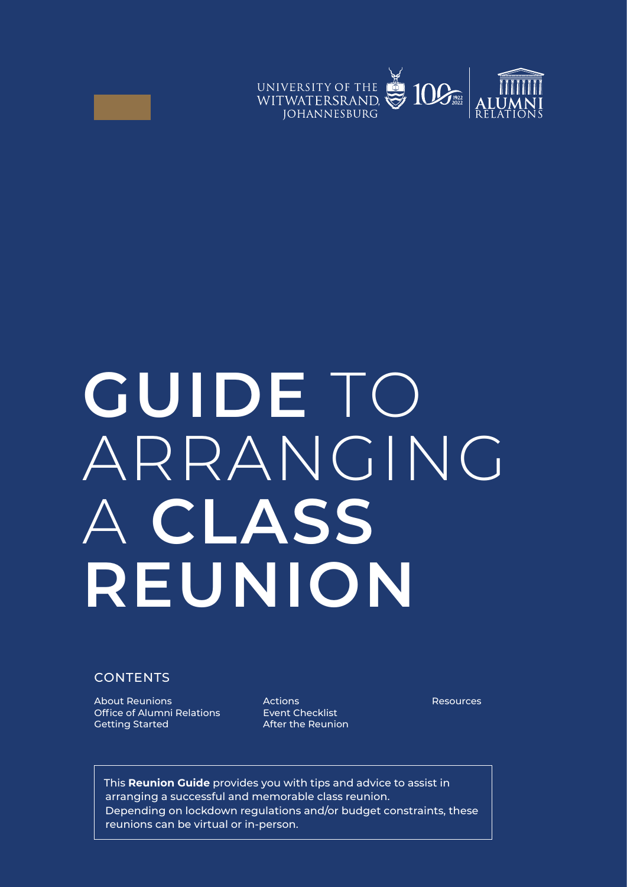UNIVERSITY OF THE WITWATERSRAND, JOHANNESBURG | 100 1922–2022 | ALUMNI RELATIONS

# GUIDE TO ARRANGING A CLASS REUNION

## CONTENTS

- About Reunions
- Office of Alumni Relations
- Getting Started
- Actions
- Event Checklist
- After the Reunion
- Resources

This **Reunion Guide** provides you with tips and advice to assist in arranging a successful and memorable class reunion. Depending on lockdown regulations and/or budget constraints, these reunions can be virtual or in-person.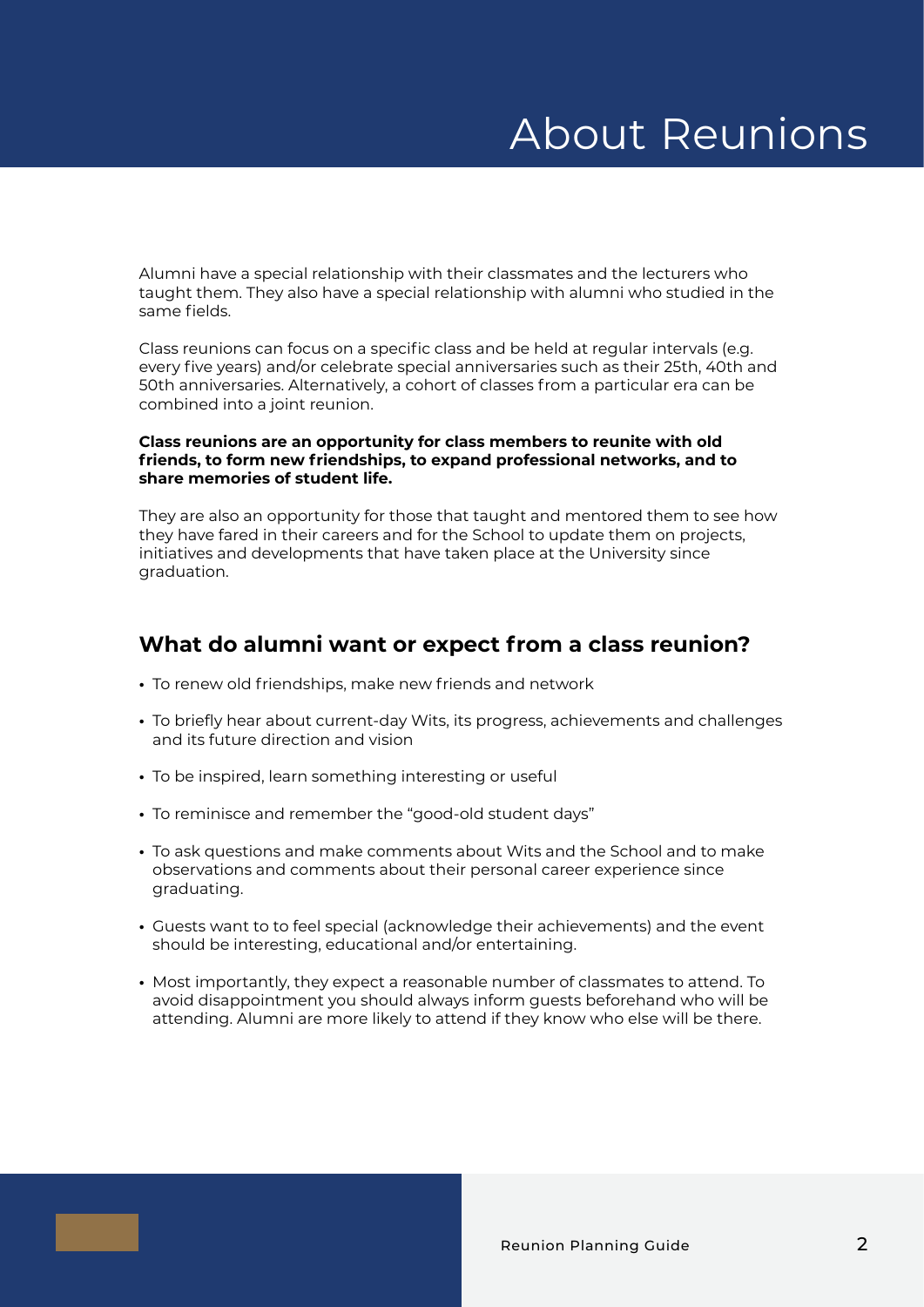# About Reunions

Alumni have a special relationship with their classmates and the lecturers who taught them. They also have a special relationship with alumni who studied in the same fields.

Class reunions can focus on a specific class and be held at regular intervals (e.g. every five years) and/or celebrate special anniversaries such as their 25th, 40th and 50th anniversaries. Alternatively, a cohort of classes from a particular era can be combined into a joint reunion.

**Class reunions are an opportunity for class members to reunite with old friends, to form new friendships, to expand professional networks, and to share memories of student life.**

They are also an opportunity for those that taught and mentored them to see how they have fared in their careers and for the School to update them on projects, initiatives and developments that have taken place at the University since graduation.

## What do alumni want or expect from a class reunion?

- To renew old friendships, make new friends and network
- To briefly hear about current-day Wits, its progress, achievements and challenges and its future direction and vision
- To be inspired, learn something interesting or useful
- To reminisce and remember the "good-old student days"
- To ask questions and make comments about Wits and the School and to make observations and comments about their personal career experience since graduating.
- Guests want to to feel special (acknowledge their achievements) and the event should be interesting, educational and/or entertaining.
- Most importantly, they expect a reasonable number of classmates to attend. To avoid disappointment you should always inform guests beforehand who will be attending. Alumni are more likely to attend if they know who else will be there.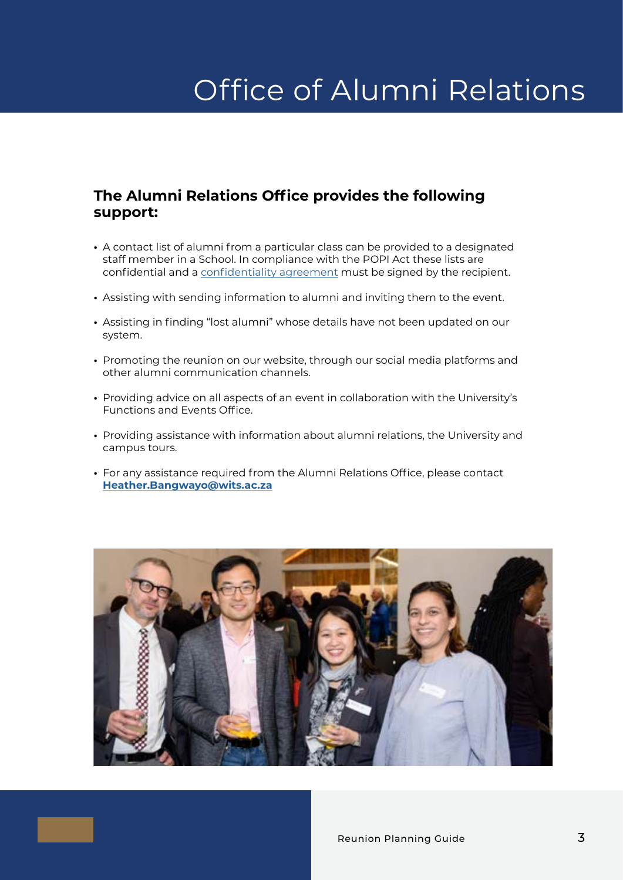# Office of Alumni Relations

## The Alumni Relations Office provides the following support:

- A contact list of alumni from a particular class can be provided to a designated staff member in a School. In compliance with the POPI Act these lists are confidential and a confidentiality agreement must be signed by the recipient.
- Assisting with sending information to alumni and inviting them to the event.
- Assisting in finding "lost alumni" whose details have not been updated on our system.
- Promoting the reunion on our website, through our social media platforms and other alumni communication channels.
- Providing advice on all aspects of an event in collaboration with the University's Functions and Events Office.
- Providing assistance with information about alumni relations, the University and campus tours.
- For any assistance required from the Alumni Relations Office, please contact **Heather.Bangwayo@wits.ac.za**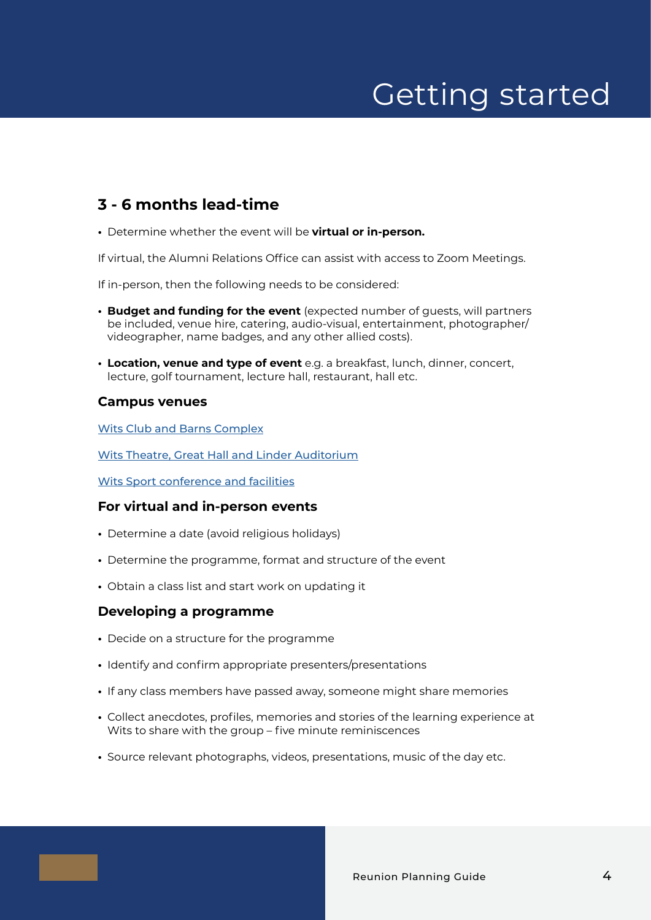# Getting started

## 3 - 6 months lead-time

- Determine whether the event will be **virtual or in-person.**

If virtual, the Alumni Relations Office can assist with access to Zoom Meetings.

If in-person, then the following needs to be considered:

- **Budget and funding for the event** (expected number of guests, will partners be included, venue hire, catering, audio-visual, entertainment, photographer/videographer, name badges, and any other allied costs).
- **Location, venue and type of event** e.g. a breakfast, lunch, dinner, concert, lecture, golf tournament, lecture hall, restaurant, hall etc.

### Campus venues

Wits Club and Barns Complex

Wits Theatre, Great Hall and Linder Auditorium

Wits Sport conference and facilities

### For virtual and in-person events

- Determine a date (avoid religious holidays)
- Determine the programme, format and structure of the event
- Obtain a class list and start work on updating it

### Developing a programme

- Decide on a structure for the programme
- Identify and confirm appropriate presenters/presentations
- If any class members have passed away, someone might share memories
- Collect anecdotes, profiles, memories and stories of the learning experience at Wits to share with the group – five minute reminiscences
- Source relevant photographs, videos, presentations, music of the day etc.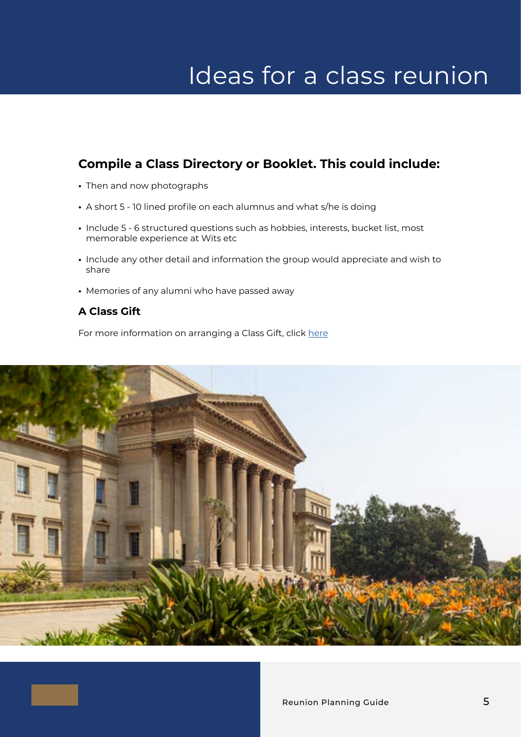# Ideas for a class reunion

## Compile a Class Directory or Booklet. This could include:

- Then and now photographs
- A short 5 - 10 lined profile on each alumnus and what s/he is doing
- Include 5 - 6 structured questions such as hobbies, interests, bucket list, most memorable experience at Wits etc
- Include any other detail and information the group would appreciate and wish to share
- Memories of any alumni who have passed away

### A Class Gift

For more information on arranging a Class Gift, click here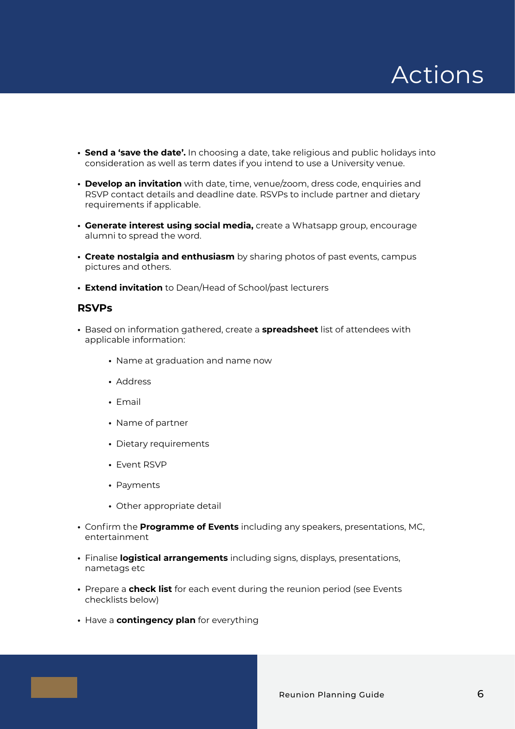# Actions

- **Send a 'save the date'.** In choosing a date, take religious and public holidays into consideration as well as term dates if you intend to use a University venue.
- **Develop an invitation** with date, time, venue/zoom, dress code, enquiries and RSVP contact details and deadline date. RSVPs to include partner and dietary requirements if applicable.
- **Generate interest using social media,** create a Whatsapp group, encourage alumni to spread the word.
- **Create nostalgia and enthusiasm** by sharing photos of past events, campus pictures and others.
- **Extend invitation** to Dean/Head of School/past lecturers

## RSVPs

- Based on information gathered, create a **spreadsheet** list of attendees with applicable information:
    - Name at graduation and name now
    - Address
    - Email
    - Name of partner
    - Dietary requirements
    - Event RSVP
    - Payments
    - Other appropriate detail
- Confirm the **Programme of Events** including any speakers, presentations, MC, entertainment
- Finalise **logistical arrangements** including signs, displays, presentations, nametags etc
- Prepare a **check list** for each event during the reunion period (see Events checklists below)
- Have a **contingency plan** for everything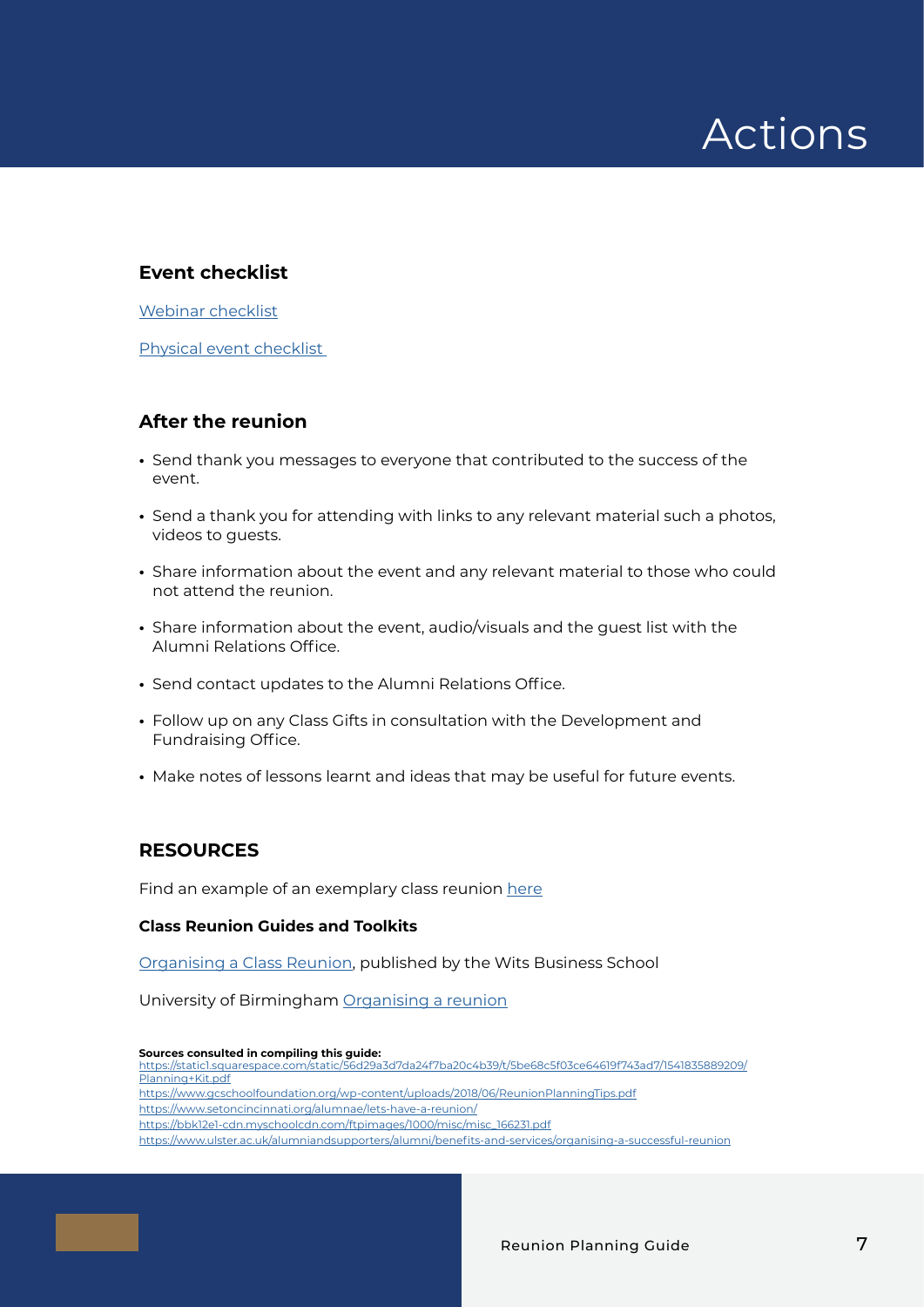# Actions

## Event checklist

Webinar checklist

Physical event checklist

## After the reunion

- Send thank you messages to everyone that contributed to the success of the event.
- Send a thank you for attending with links to any relevant material such a photos, videos to guests.
- Share information about the event and any relevant material to those who could not attend the reunion.
- Share information about the event, audio/visuals and the guest list with the Alumni Relations Office.
- Send contact updates to the Alumni Relations Office.
- Follow up on any Class Gifts in consultation with the Development and Fundraising Office.
- Make notes of lessons learnt and ideas that may be useful for future events.

## RESOURCES

Find an example of an exemplary class reunion here

**Class Reunion Guides and Toolkits**

Organising a Class Reunion, published by the Wits Business School

University of Birmingham Organising a reunion

**Sources consulted in compiling this guide:**
https://static1.squarespace.com/static/56d29a3d7da24f7ba20c4b39/t/5be68c5f03ce64619f743ad7/1541835889209/Planning+Kit.pdf
https://www.gcschoolfoundation.org/wp-content/uploads/2018/06/ReunionPlanningTips.pdf
https://www.setoncincinnati.org/alumnae/lets-have-a-reunion/
https://bbk12e1-cdn.myschoolcdn.com/ftpimages/1000/misc/misc_166231.pdf
https://www.ulster.ac.uk/alumniandsupporters/alumni/benefits-and-services/organising-a-successful-reunion